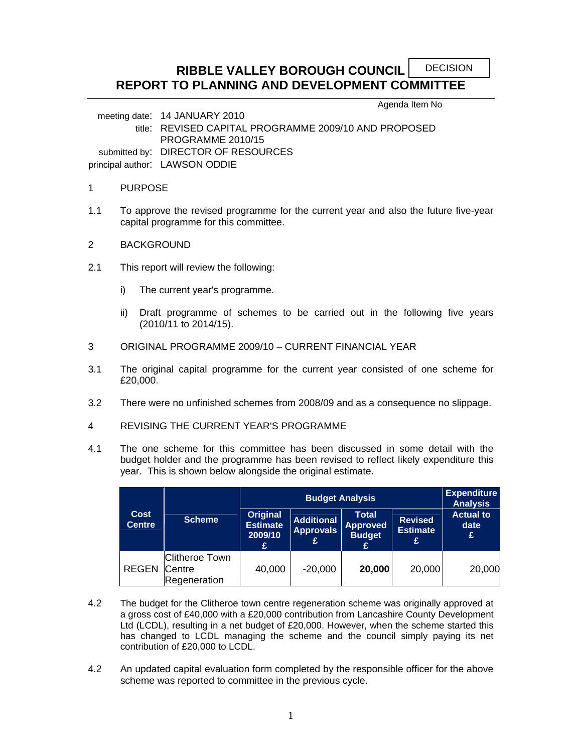# RIBBLE VALLEY BOROUGH COUNCIL
# REPORT TO PLANNING AND DEVELOPMENT COMMITTEE

DECISION

Agenda Item No

meeting date: 14 JANUARY 2010
title: REVISED CAPITAL PROGRAMME 2009/10 AND PROPOSED PROGRAMME 2010/15
submitted by: DIRECTOR OF RESOURCES
principal author: LAWSON ODDIE

1 PURPOSE

1.1 To approve the revised programme for the current year and also the future five-year capital programme for this committee.

2 BACKGROUND

2.1 This report will review the following:

i) The current year's programme.

ii) Draft programme of schemes to be carried out in the following five years (2010/11 to 2014/15).

3 ORIGINAL PROGRAMME 2009/10 – CURRENT FINANCIAL YEAR

3.1 The original capital programme for the current year consisted of one scheme for £20,000.

3.2 There were no unfinished schemes from 2008/09 and as a consequence no slippage.

4 REVISING THE CURRENT YEAR'S PROGRAMME

4.1 The one scheme for this committee has been discussed in some detail with the budget holder and the programme has been revised to reflect likely expenditure this year. This is shown below alongside the original estimate.

| Cost Centre | Scheme | Budget Analysis | | | | Expenditure Analysis |
|---|---|---|---|---|---|---|
| | | Original Estimate 2009/10 £ | Additional Approvals £ | Total Approved Budget £ | Revised Estimate £ | Actual to date £ |
| REGEN | Clitheroe Town Centre Regeneration | 40,000 | -20,000 | **20,000** | 20,000 | 20,000 |

4.2 The budget for the Clitheroe town centre regeneration scheme was originally approved at a gross cost of £40,000 with a £20,000 contribution from Lancashire County Development Ltd (LCDL), resulting in a net budget of £20,000. However, when the scheme started this has changed to LCDL managing the scheme and the council simply paying its net contribution of £20,000 to LCDL.

4.2 An updated capital evaluation form completed by the responsible officer for the above scheme was reported to committee in the previous cycle.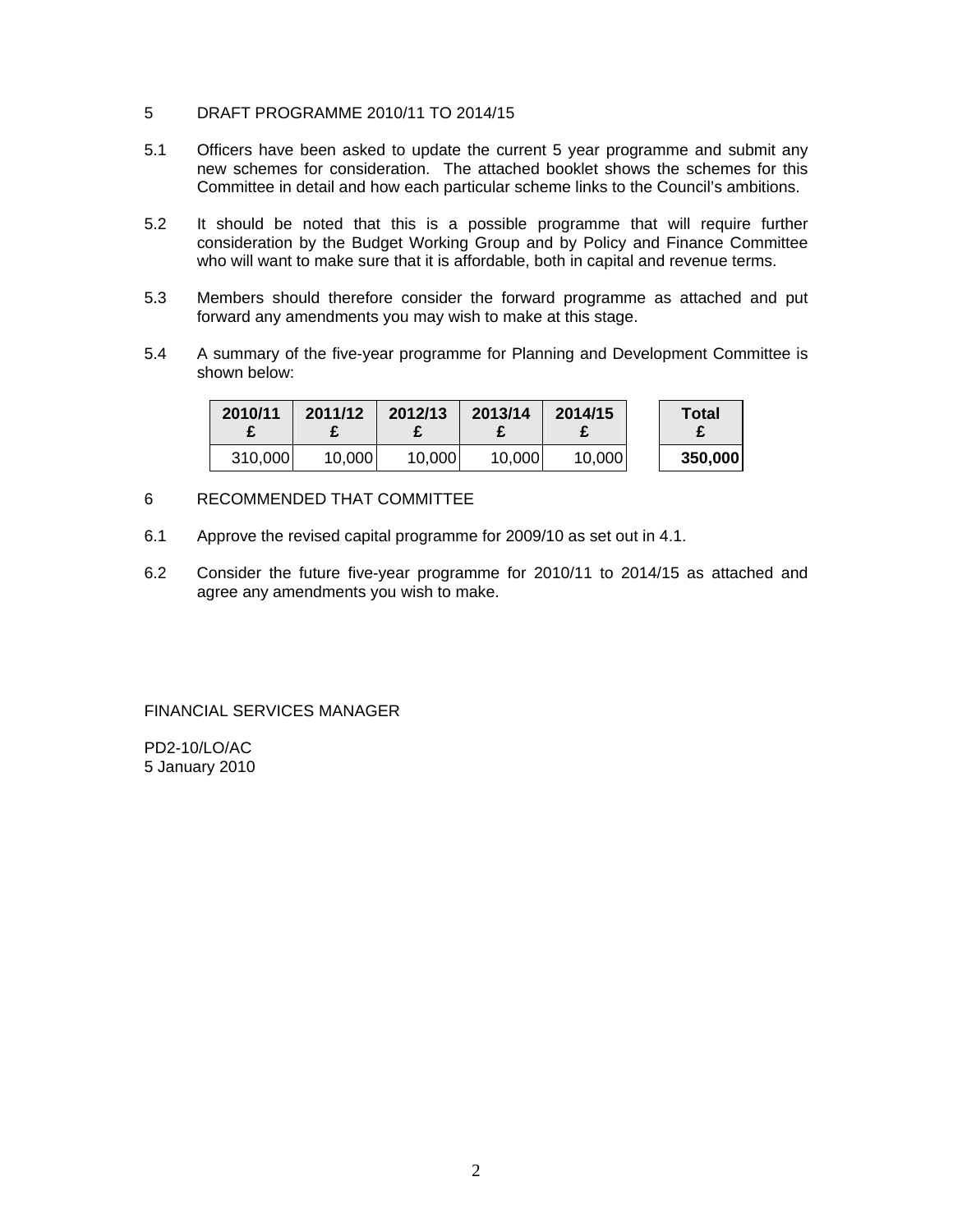## 5 DRAFT PROGRAMME 2010/11 TO 2014/15

5.1 Officers have been asked to update the current 5 year programme and submit any new schemes for consideration. The attached booklet shows the schemes for this Committee in detail and how each particular scheme links to the Council's ambitions.

5.2 It should be noted that this is a possible programme that will require further consideration by the Budget Working Group and by Policy and Finance Committee who will want to make sure that it is affordable, both in capital and revenue terms.

5.3 Members should therefore consider the forward programme as attached and put forward any amendments you may wish to make at this stage.

5.4 A summary of the five-year programme for Planning and Development Committee is shown below:

| 2010/11 £ | 2011/12 £ | 2012/13 £ | 2013/14 £ | 2014/15 £ | Total £ |
|---|---|---|---|---|---|
| 310,000 | 10,000 | 10,000 | 10,000 | 10,000 | **350,000** |

## 6 RECOMMENDED THAT COMMITTEE

6.1 Approve the revised capital programme for 2009/10 as set out in 4.1.

6.2 Consider the future five-year programme for 2010/11 to 2014/15 as attached and agree any amendments you wish to make.

FINANCIAL SERVICES MANAGER

PD2-10/LO/AC
5 January 2010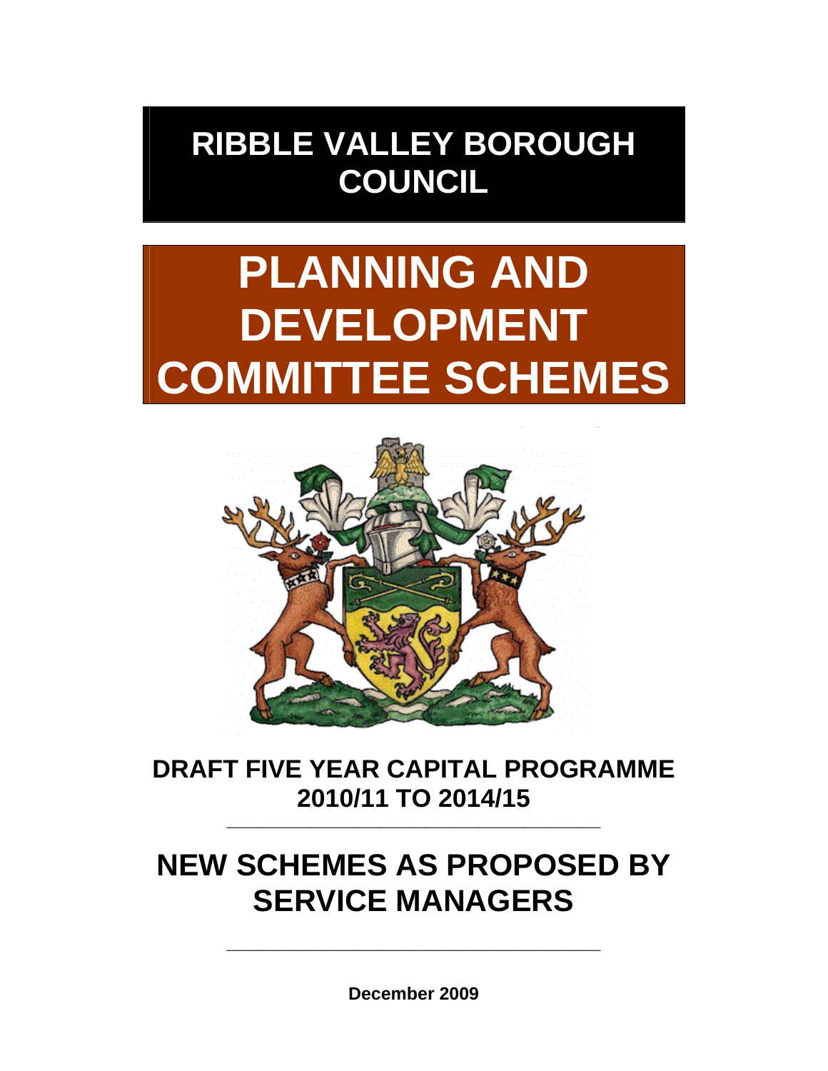# RIBBLE VALLEY BOROUGH COUNCIL

# PLANNING AND DEVELOPMENT COMMITTEE SCHEMES

## DRAFT FIVE YEAR CAPITAL PROGRAMME 2010/11 TO 2014/15

---

## NEW SCHEMES AS PROPOSED BY SERVICE MANAGERS

---

**December 2009**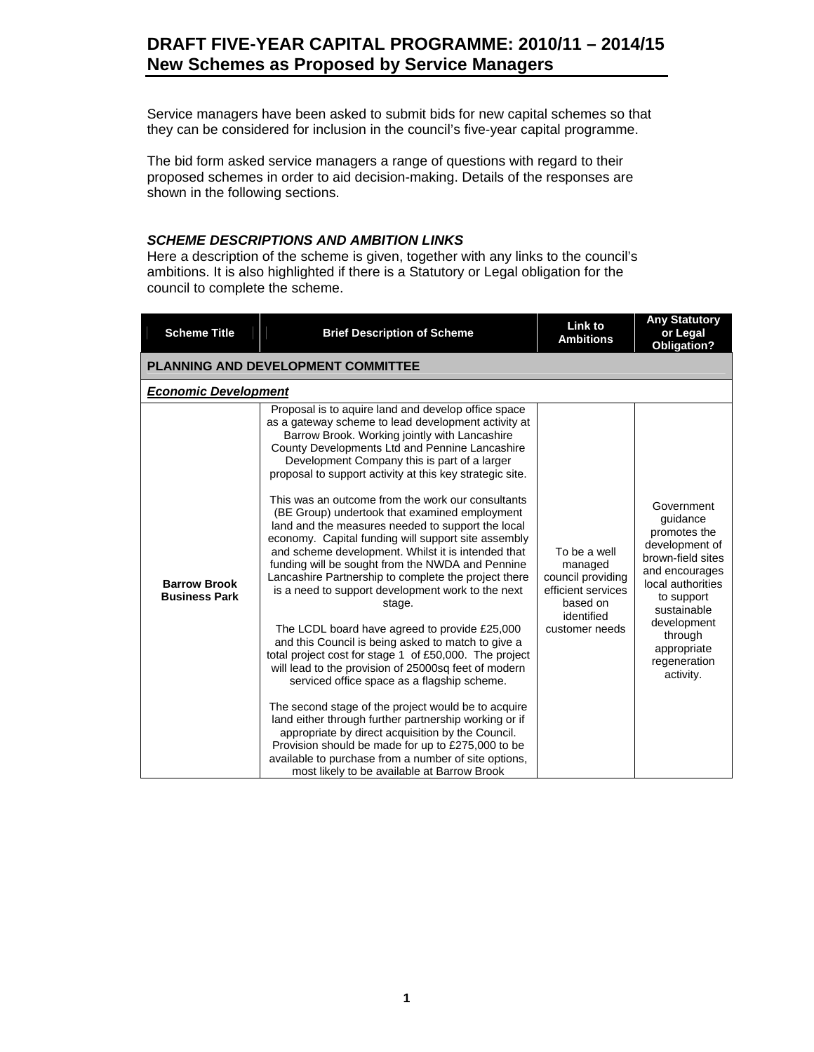# DRAFT FIVE-YEAR CAPITAL PROGRAMME: 2010/11 – 2014/15
## New Schemes as Proposed by Service Managers

Service managers have been asked to submit bids for new capital schemes so that they can be considered for inclusion in the council's five-year capital programme.

The bid form asked service managers a range of questions with regard to their proposed schemes in order to aid decision-making. Details of the responses are shown in the following sections.

### *SCHEME DESCRIPTIONS AND AMBITION LINKS*

Here a description of the scheme is given, together with any links to the council's ambitions. It is also highlighted if there is a Statutory or Legal obligation for the council to complete the scheme.

| Scheme Title | Brief Description of Scheme | Link to Ambitions | Any Statutory or Legal Obligation? |
|---|---|---|---|
| **PLANNING AND DEVELOPMENT COMMITTEE** | | | |
| ***Economic Development*** | | | |
| **Barrow Brook Business Park** | Proposal is to aquire land and develop office space as a gateway scheme to lead development activity at Barrow Brook. Working jointly with Lancashire County Developments Ltd and Pennine Lancashire Development Company this is part of a larger proposal to support activity at this key strategic site.<br><br>This was an outcome from the work our consultants (BE Group) undertook that examined employment land and the measures needed to support the local economy. Capital funding will support site assembly and scheme development. Whilst it is intended that funding will be sought from the NWDA and Pennine Lancashire Partnership to complete the project there is a need to support development work to the next stage.<br><br>The LCDL board have agreed to provide £25,000 and this Council is being asked to match to give a total project cost for stage 1 of £50,000. The project will lead to the provision of 25000sq feet of modern serviced office space as a flagship scheme.<br><br>The second stage of the project would be to acquire land either through further partnership working or if appropriate by direct acquisition by the Council. Provision should be made for up to £275,000 to be available to purchase from a number of site options, most likely to be available at Barrow Brook | To be a well managed council providing efficient services based on identified customer needs | Government guidance promotes the development of brown-field sites and encourages local authorities to support sustainable development through appropriate regeneration activity. |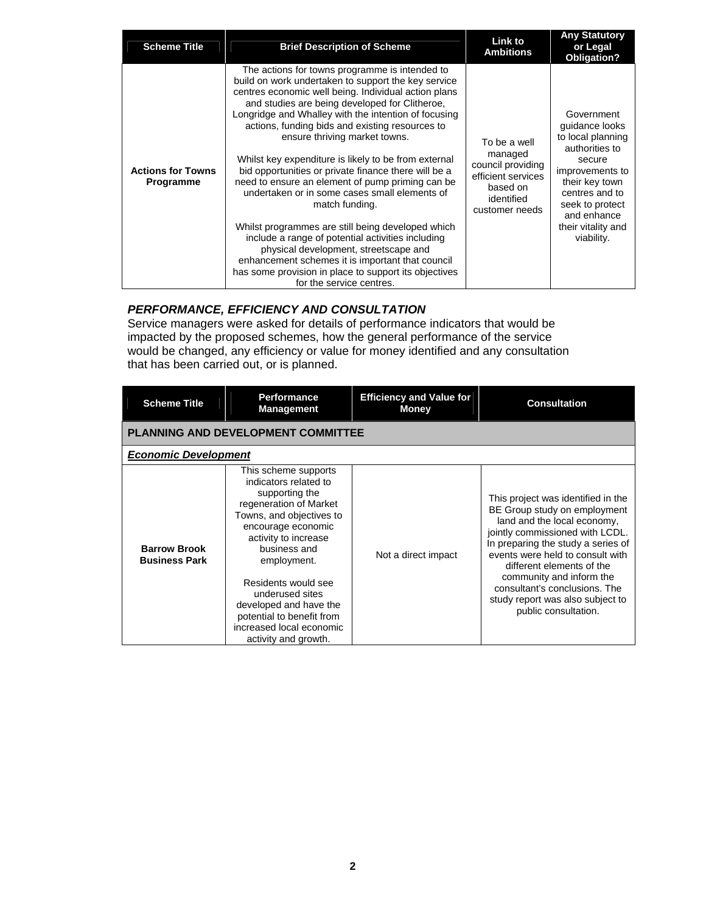| Scheme Title | Brief Description of Scheme | Link to Ambitions | Any Statutory or Legal Obligation? |
|---|---|---|---|
| **Actions for Towns Programme** | The actions for towns programme is intended to build on work undertaken to support the key service centres economic well being. Individual action plans and studies are being developed for Clitheroe, Longridge and Whalley with the intention of focusing actions, funding bids and existing resources to ensure thriving market towns.<br><br>Whilst key expenditure is likely to be from external bid opportunities or private finance there will be a need to ensure an element of pump priming can be undertaken or in some cases small elements of match funding.<br><br>Whilst programmes are still being developed which include a range of potential activities including physical development, streetscape and enhancement schemes it is important that council has some provision in place to support its objectives for the service centres. | To be a well managed council providing efficient services based on identified customer needs | Government guidance looks to local planning authorities to secure improvements to their key town centres and to seek to protect and enhance their vitality and viability. |

### *PERFORMANCE, EFFICIENCY AND CONSULTATION*

Service managers were asked for details of performance indicators that would be impacted by the proposed schemes, how the general performance of the service would be changed, any efficiency or value for money identified and any consultation that has been carried out, or is planned.

| Scheme Title | Performance Management | Efficiency and Value for Money | Consultation |
|---|---|---|---|
| **PLANNING AND DEVELOPMENT COMMITTEE** | | | |
| ***Economic Development*** | | | |
| **Barrow Brook Business Park** | This scheme supports indicators related to supporting the regeneration of Market Towns, and objectives to encourage economic activity to increase business and employment.<br><br>Residents would see underused sites developed and have the potential to benefit from increased local economic activity and growth. | Not a direct impact | This project was identified in the BE Group study on employment land and the local economy, jointly commissioned with LCDL. In preparing the study a series of events were held to consult with different elements of the community and inform the consultant's conclusions. The study report was also subject to public consultation. |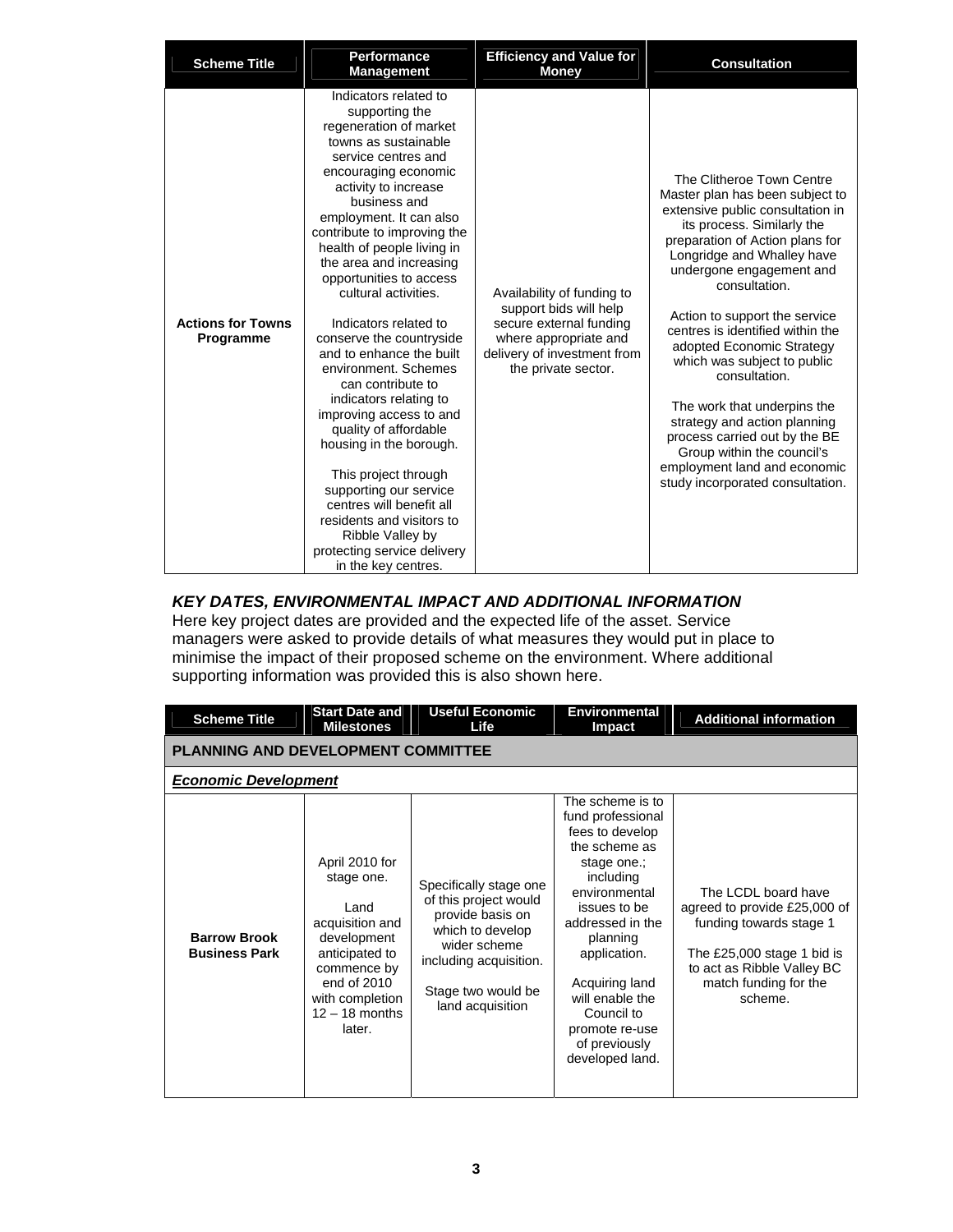| Scheme Title | Performance Management | Efficiency and Value for Money | Consultation |
|---|---|---|---|
| **Actions for Towns Programme** | Indicators related to supporting the regeneration of market towns as sustainable service centres and encouraging economic activity to increase business and employment. It can also contribute to improving the health of people living in the area and increasing opportunities to access cultural activities.<br><br>Indicators related to conserve the countryside and to enhance the built environment. Schemes can contribute to indicators relating to improving access to and quality of affordable housing in the borough.<br><br>This project through supporting our service centres will benefit all residents and visitors to Ribble Valley by protecting service delivery in the key centres. | Availability of funding to support bids will help secure external funding where appropriate and delivery of investment from the private sector. | The Clitheroe Town Centre Master plan has been subject to extensive public consultation in its process. Similarly the preparation of Action plans for Longridge and Whalley have undergone engagement and consultation.<br><br>Action to support the service centres is identified within the adopted Economic Strategy which was subject to public consultation.<br><br>The work that underpins the strategy and action planning process carried out by the BE Group within the council's employment land and economic study incorporated consultation. |

### *KEY DATES, ENVIRONMENTAL IMPACT AND ADDITIONAL INFORMATION*

Here key project dates are provided and the expected life of the asset. Service managers were asked to provide details of what measures they would put in place to minimise the impact of their proposed scheme on the environment. Where additional supporting information was provided this is also shown here.

| Scheme Title | Start Date and Milestones | Useful Economic Life | Environmental Impact | Additional information |
|---|---|---|---|---|
| **PLANNING AND DEVELOPMENT COMMITTEE** | | | | |
| ***Economic Development*** | | | | |
| **Barrow Brook Business Park** | April 2010 for stage one.<br><br>Land acquisition and development anticipated to commence by end of 2010 with completion 12 – 18 months later. | Specifically stage one of this project would provide basis on which to develop wider scheme including acquisition.<br><br>Stage two would be land acquisition | The scheme is to fund professional fees to develop the scheme as stage one.; including environmental issues to be addressed in the planning application.<br><br>Acquiring land will enable the Council to promote re-use of previously developed land. | The LCDL board have agreed to provide £25,000 of funding towards stage 1<br><br>The £25,000 stage 1 bid is to act as Ribble Valley BC match funding for the scheme. |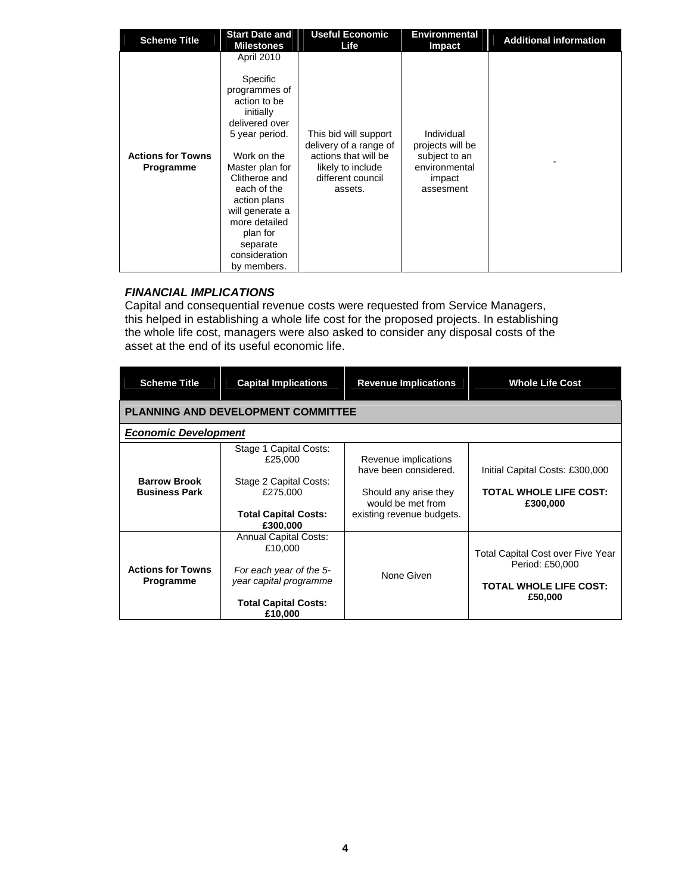| Scheme Title | Start Date and Milestones | Useful Economic Life | Environmental Impact | Additional information |
|---|---|---|---|---|
| **Actions for Towns Programme** | April 2010<br><br>Specific programmes of action to be initially delivered over 5 year period.<br><br>Work on the Master plan for Clitheroe and each of the action plans will generate a more detailed plan for separate consideration by members. | This bid will support delivery of a range of actions that will be likely to include different council assets. | Individual projects will be subject to an environmental impact assesment | - |

***FINANCIAL IMPLICATIONS***

Capital and consequential revenue costs were requested from Service Managers, this helped in establishing a whole life cost for the proposed projects. In establishing the whole life cost, managers were also asked to consider any disposal costs of the asset at the end of its useful economic life.

| Scheme Title | Capital Implications | Revenue Implications | Whole Life Cost |
|---|---|---|---|
| **PLANNING AND DEVELOPMENT COMMITTEE** | | | |
| ***Economic Development*** | | | |
| **Barrow Brook Business Park** | Stage 1 Capital Costs: £25,000<br><br>Stage 2 Capital Costs: £275,000<br><br>**Total Capital Costs: £300,000** | Revenue implications have been considered.<br><br>Should any arise they would be met from existing revenue budgets. | Initial Capital Costs: £300,000<br><br>**TOTAL WHOLE LIFE COST: £300,000** |
| **Actions for Towns Programme** | Annual Capital Costs: £10,000<br><br>*For each year of the 5-year capital programme*<br><br>**Total Capital Costs: £10,000** | None Given | Total Capital Cost over Five Year Period: £50,000<br><br>**TOTAL WHOLE LIFE COST: £50,000** |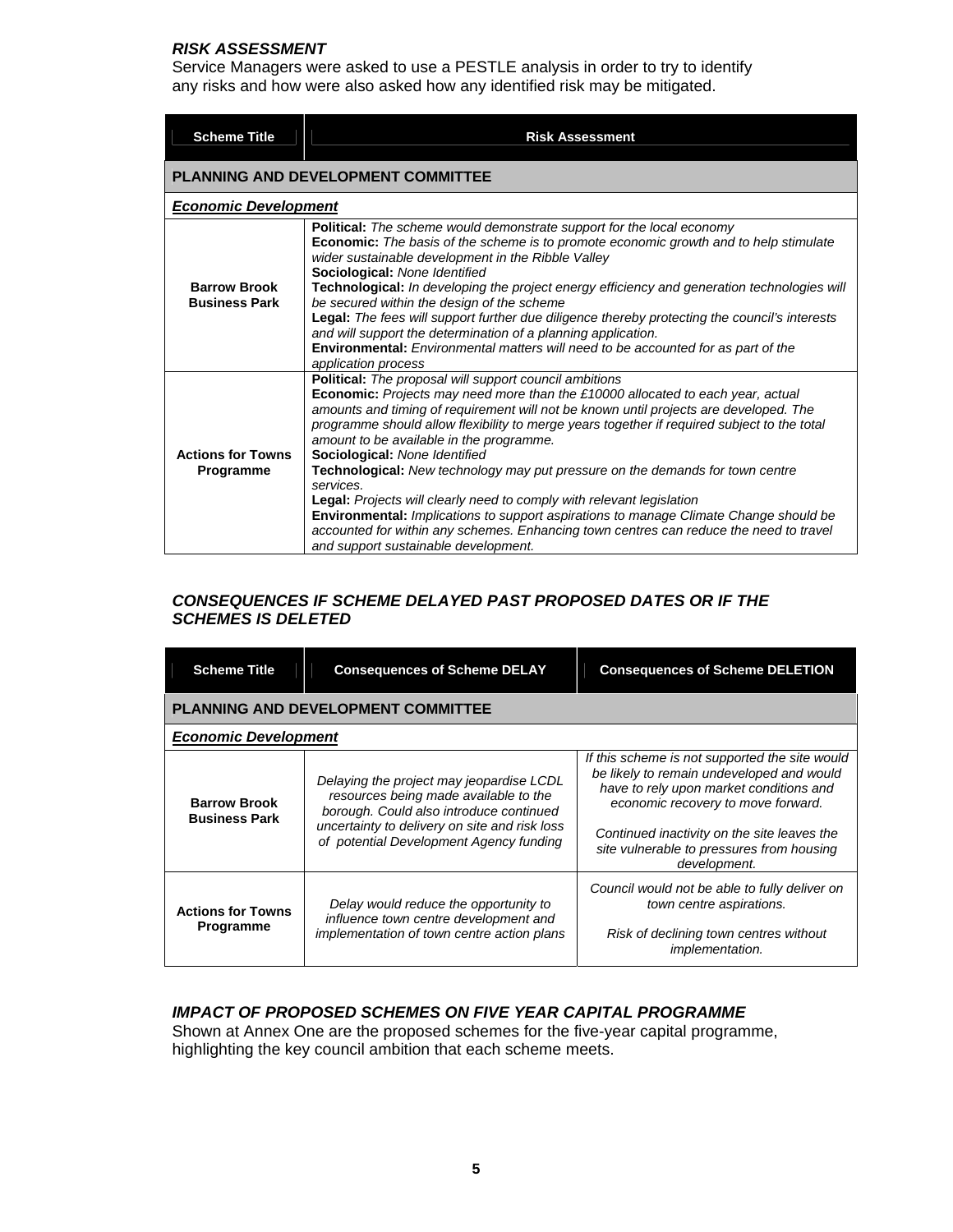### *RISK ASSESSMENT*

Service Managers were asked to use a PESTLE analysis in order to try to identify any risks and how were also asked how any identified risk may be mitigated.

| Scheme Title | Risk Assessment |
|---|---|
| **PLANNING AND DEVELOPMENT COMMITTEE** | |
| ***Economic Development*** | |
| **Barrow Brook Business Park** | **Political:** *The scheme would demonstrate support for the local economy*<br>**Economic:** *The basis of the scheme is to promote economic growth and to help stimulate wider sustainable development in the Ribble Valley*<br>**Sociological:** *None Identified*<br>**Technological:** *In developing the project energy efficiency and generation technologies will be secured within the design of the scheme*<br>**Legal:** *The fees will support further due diligence thereby protecting the council's interests and will support the determination of a planning application.*<br>**Environmental:** *Environmental matters will need to be accounted for as part of the application process* |
| **Actions for Towns Programme** | **Political:** *The proposal will support council ambitions*<br>**Economic:** *Projects may need more than the £10000 allocated to each year, actual amounts and timing of requirement will not be known until projects are developed. The programme should allow flexibility to merge years together if required subject to the total amount to be available in the programme.*<br>**Sociological:** *None Identified*<br>**Technological:** *New technology may put pressure on the demands for town centre services.*<br>**Legal:** *Projects will clearly need to comply with relevant legislation*<br>**Environmental:** *Implications to support aspirations to manage Climate Change should be accounted for within any schemes. Enhancing town centres can reduce the need to travel and support sustainable development.* |

### *CONSEQUENCES IF SCHEME DELAYED PAST PROPOSED DATES OR IF THE SCHEMES IS DELETED*

| Scheme Title | Consequences of Scheme DELAY | Consequences of Scheme DELETION |
|---|---|---|
| **PLANNING AND DEVELOPMENT COMMITTEE** | | |
| ***Economic Development*** | | |
| **Barrow Brook Business Park** | *Delaying the project may jeopardise LCDL resources being made available to the borough. Could also introduce continued uncertainty to delivery on site and risk loss of potential Development Agency funding* | *If this scheme is not supported the site would be likely to remain undeveloped and would have to rely upon market conditions and economic recovery to move forward.*<br><br>*Continued inactivity on the site leaves the site vulnerable to pressures from housing development.* |
| **Actions for Towns Programme** | *Delay would reduce the opportunity to influence town centre development and implementation of town centre action plans* | *Council would not be able to fully deliver on town centre aspirations.*<br><br>*Risk of declining town centres without implementation.* |

### *IMPACT OF PROPOSED SCHEMES ON FIVE YEAR CAPITAL PROGRAMME*

Shown at Annex One are the proposed schemes for the five-year capital programme, highlighting the key council ambition that each scheme meets.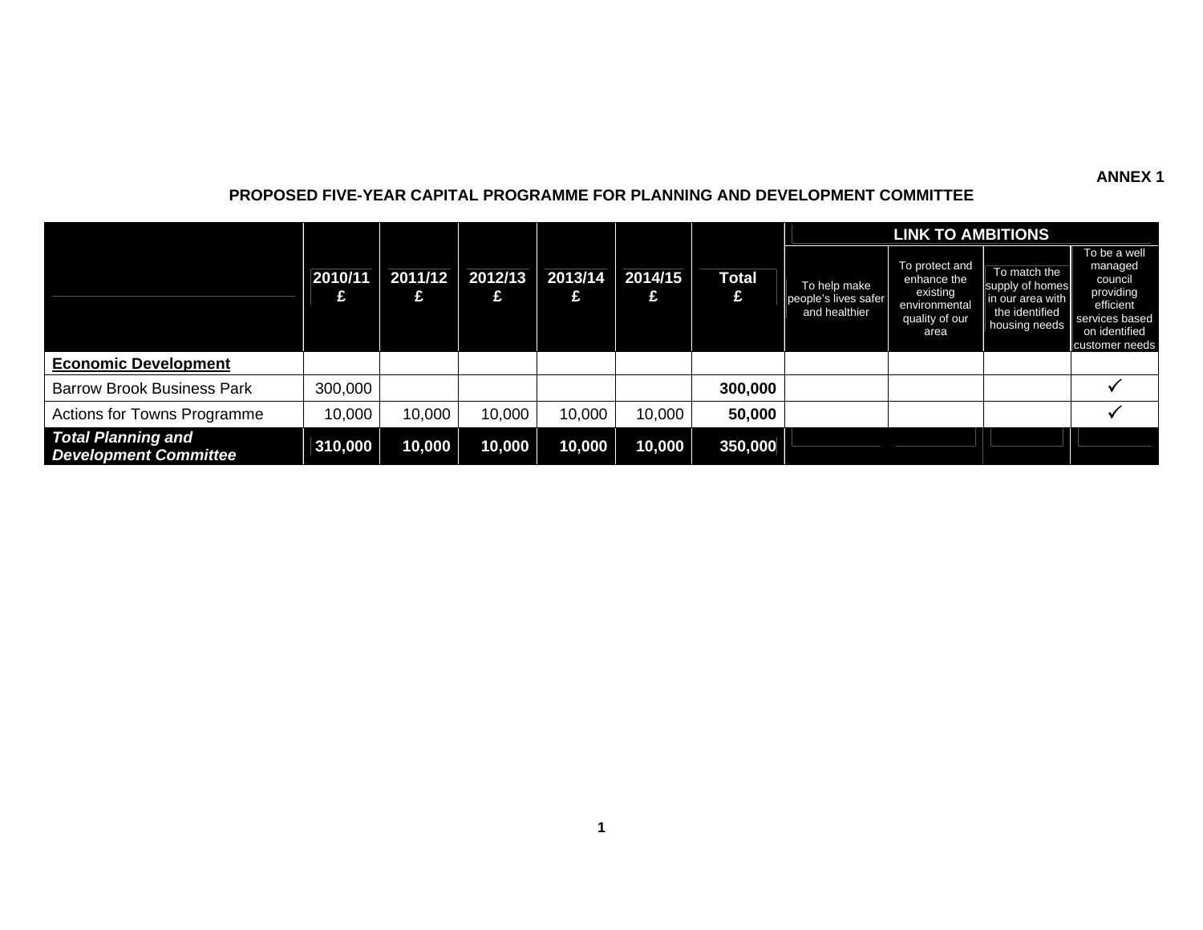ANNEX 1

## PROPOSED FIVE-YEAR CAPITAL PROGRAMME FOR PLANNING AND DEVELOPMENT COMMITTEE

| | 2010/11 £ | 2011/12 £ | 2012/13 £ | 2013/14 £ | 2014/15 £ | Total £ | LINK TO AMBITIONS | | | |
|---|---|---|---|---|---|---|---|---|---|---|
| | | | | | | | To help make people's lives safer and healthier | To protect and enhance the existing environmental quality of our area | To match the supply of homes in our area with the identified housing needs | To be a well managed council providing efficient services based on identified customer needs |
| **Economic Development** | | | | | | | | | | |
| Barrow Brook Business Park | 300,000 | | | | | **300,000** | | | | ✓ |
| Actions for Towns Programme | 10,000 | 10,000 | 10,000 | 10,000 | 10,000 | **50,000** | | | | ✓ |
| ***Total Planning and Development Committee*** | **310,000** | **10,000** | **10,000** | **10,000** | **10,000** | **350,000** | | | | |